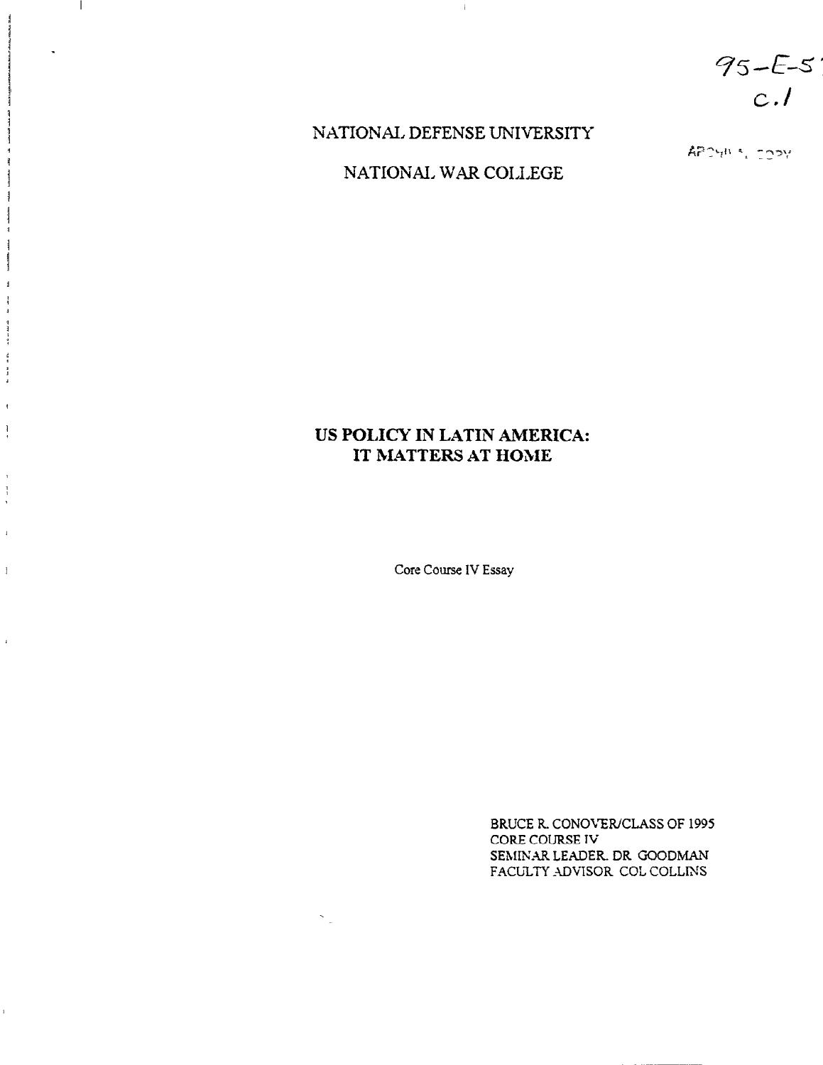95-E-5
c.1

NATIONAL DEFENSE UNIVERSITY

ARCHIVAL COPY

NATIONAL WAR COLLEGE

# US POLICY IN LATIN AMERICA: IT MATTERS AT HOME

Core Course IV Essay

BRUCE R. CONOVER/CLASS OF 1995
CORE COURSE IV
SEMINAR LEADER DR GOODMAN
FACULTY ADVISOR COL COLLINS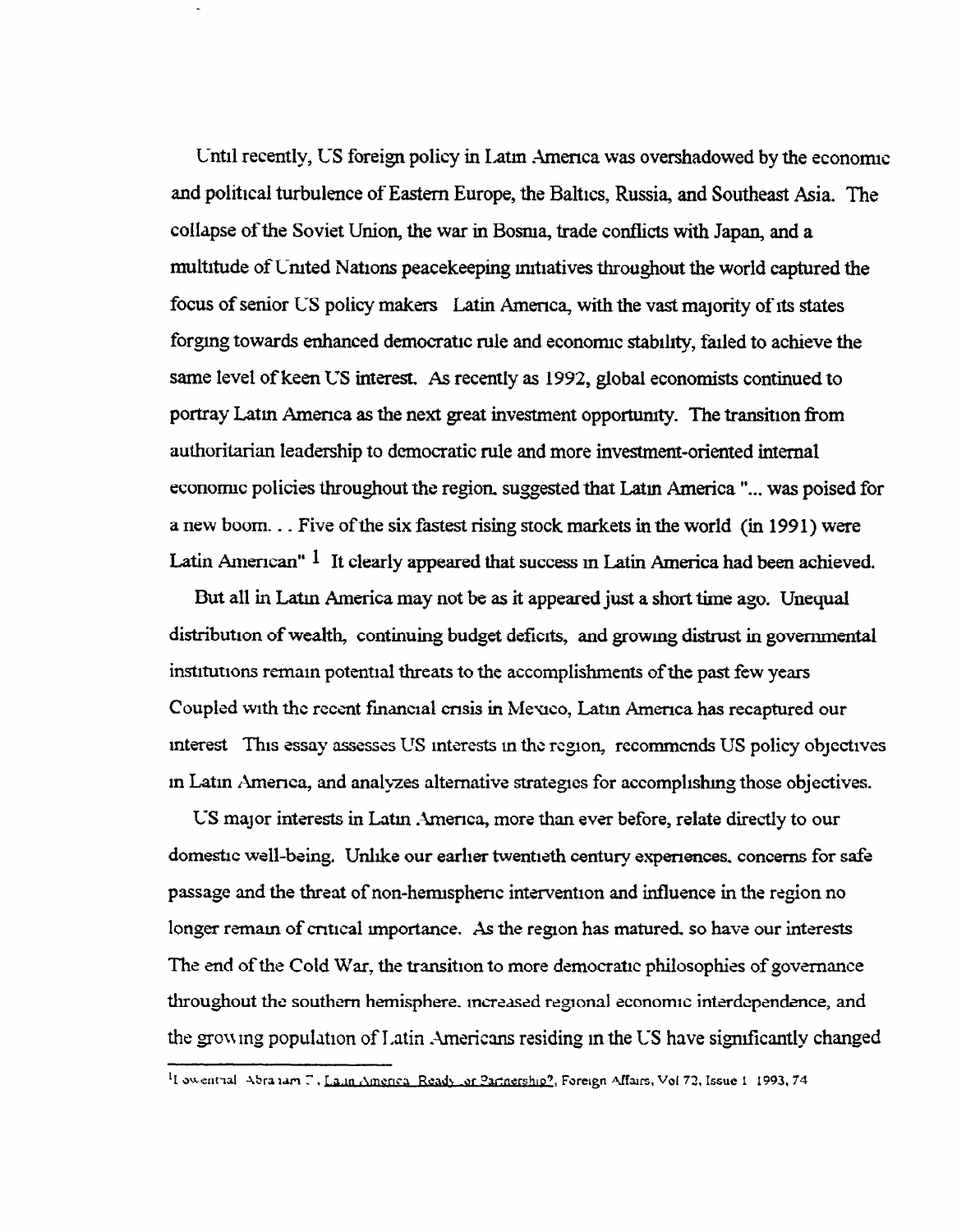Until recently, US foreign policy in Latin America was overshadowed by the economic and political turbulence of Eastern Europe, the Baltics, Russia, and Southeast Asia. The collapse of the Soviet Union, the war in Bosnia, trade conflicts with Japan, and a multitude of United Nations peacekeeping initiatives throughout the world captured the focus of senior US policy makers Latin America, with the vast majority of its states forging towards enhanced democratic rule and economic stability, failed to achieve the same level of keen US interest. As recently as 1992, global economists continued to portray Latin America as the next great investment opportunity. The transition from authoritarian leadership to democratic rule and more investment-oriented internal economic policies throughout the region, suggested that Latin America "... was poised for a new boom. . . Five of the six fastest rising stock markets in the world (in 1991) were Latin American" [1] It clearly appeared that success in Latin America had been achieved.

But all in Latin America may not be as it appeared just a short time ago. Unequal distribution of wealth, continuing budget deficits, and growing distrust in governmental institutions remain potential threats to the accomplishments of the past few years Coupled with the recent financial crisis in Mexico, Latin America has recaptured our interest This essay assesses US interests in the region, recommends US policy objectives in Latin America, and analyzes alternative strategies for accomplishing those objectives.

US major interests in Latin America, more than ever before, relate directly to our domestic well-being. Unlike our earlier twentieth century experiences, concerns for safe passage and the threat of non-hemispheric intervention and influence in the region no longer remain of critical importance. As the region has matured, so have our interests The end of the Cold War, the transition to more democratic philosophies of governance throughout the southern hemisphere, increased regional economic interdependence, and the growing population of Latin Americans residing in the US have significantly changed

---

[1] Lowenthal Abraham F., Latin America Ready for Partnership?, Foreign Affairs, Vol 72, Issue 1 1993, 74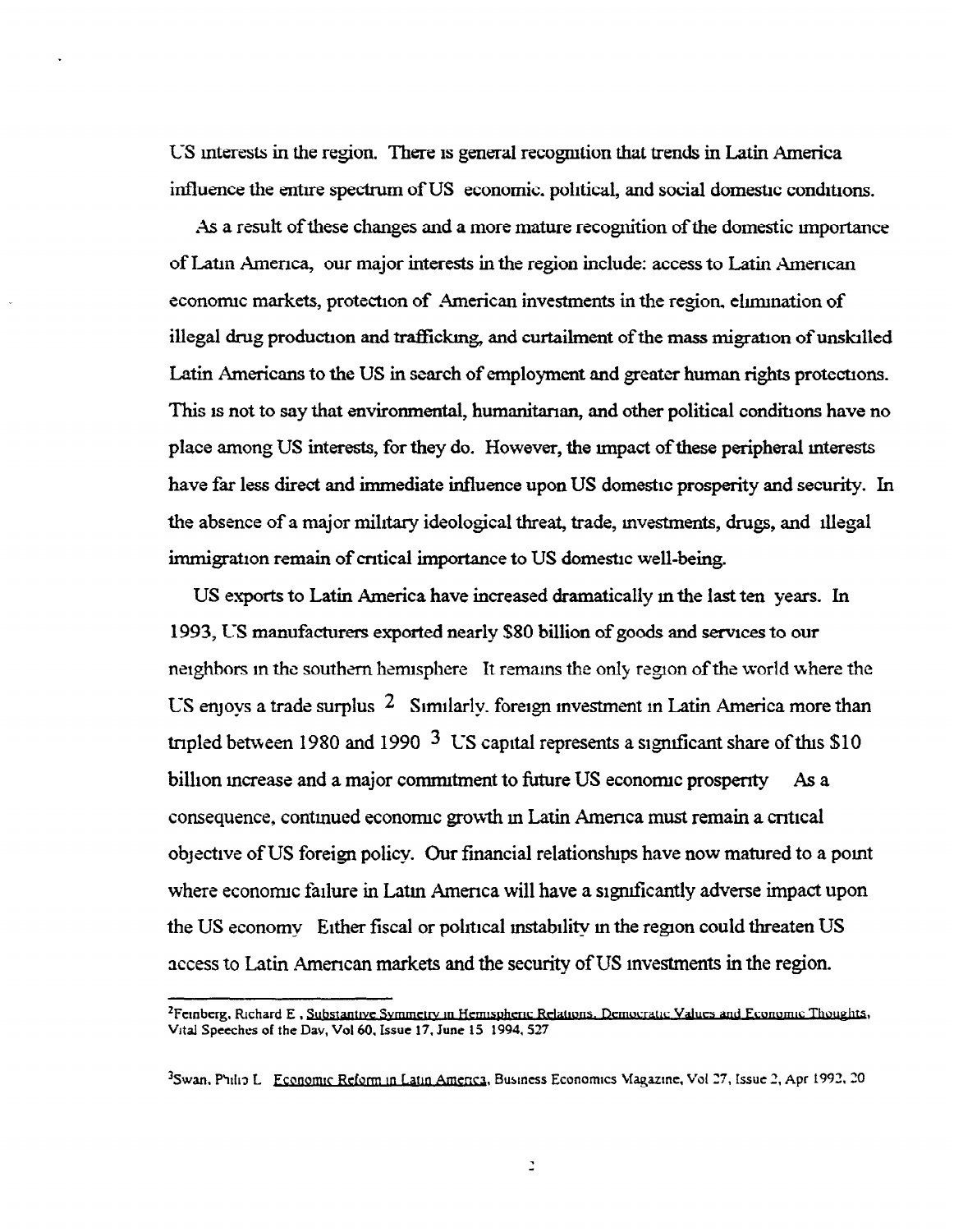US interests in the region. There is general recognition that trends in Latin America influence the entire spectrum of US economic, political, and social domestic conditions.

As a result of these changes and a more mature recognition of the domestic importance of Latin America, our major interests in the region include: access to Latin American economic markets, protection of American investments in the region, elimination of illegal drug production and trafficking, and curtailment of the mass migration of unskilled Latin Americans to the US in search of employment and greater human rights protections. This is not to say that environmental, humanitarian, and other political conditions have no place among US interests, for they do. However, the impact of these peripheral interests have far less direct and immediate influence upon US domestic prosperity and security. In the absence of a major military ideological threat, trade, investments, drugs, and illegal immigration remain of critical importance to US domestic well-being.

US exports to Latin America have increased dramatically in the last ten years. In 1993, US manufacturers exported nearly $80 billion of goods and services to our neighbors in the southern hemisphere. It remains the only region of the world where the US enjoys a trade surplus.[2] Similarly, foreign investment in Latin America more than tripled between 1980 and 1990.[3] US capital represents a significant share of this $10 billion increase and a major commitment to future US economic prosperity. As a consequence, continued economic growth in Latin America must remain a critical objective of US foreign policy. Our financial relationships have now matured to a point where economic failure in Latin America will have a significantly adverse impact upon the US economy. Either fiscal or political instability in the region could threaten US access to Latin American markets and the security of US investments in the region.

---

[2] Feinberg, Richard E., Substantive Symmetry in Hemispheric Relations, Democratic Values and Economic Thoughts, Vital Speeches of the Day, Vol 60, Issue 17, June 15 1994, 527

[3] Swan, Philip L. Economic Reform in Latin America, Business Economics Magazine, Vol 27, Issue 2, Apr 1992, 20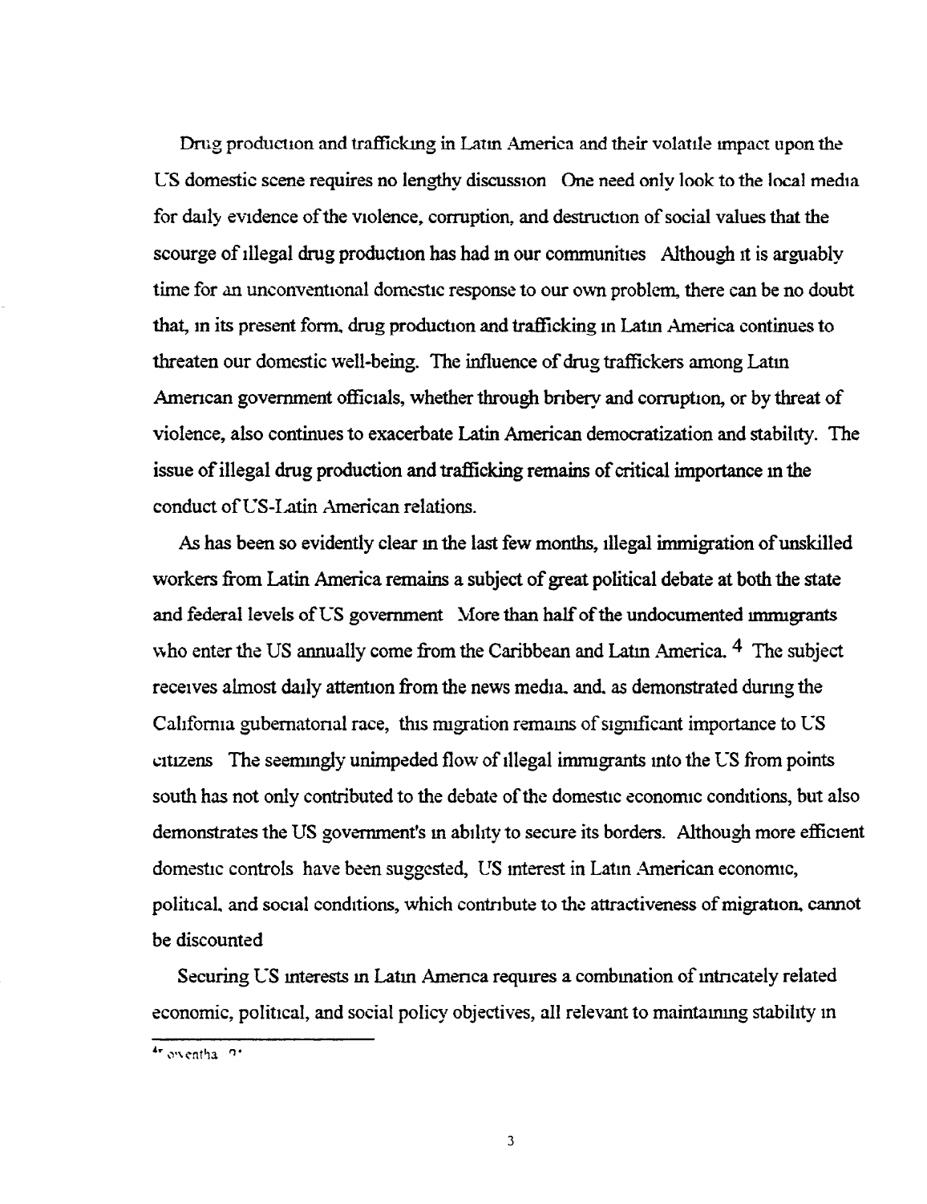Drug production and trafficking in Latin America and their volatile impact upon the US domestic scene requires no lengthy discussion One need only look to the local media for daily evidence of the violence, corruption, and destruction of social values that the scourge of illegal drug production has had in our communities Although it is arguably time for an unconventional domestic response to our own problem, there can be no doubt that, in its present form, drug production and trafficking in Latin America continues to threaten our domestic well-being. The influence of drug traffickers among Latin American government officials, whether through bribery and corruption, or by threat of violence, also continues to exacerbate Latin American democratization and stability. The issue of illegal drug production and trafficking remains of critical importance in the conduct of US-Latin American relations.

As has been so evidently clear in the last few months, illegal immigration of unskilled workers from Latin America remains a subject of great political debate at both the state and federal levels of US government More than half of the undocumented immigrants who enter the US annually come from the Caribbean and Latin America.[4] The subject receives almost daily attention from the news media, and, as demonstrated during the California gubernatorial race, this migration remains of significant importance to US citizens The seemingly unimpeded flow of illegal immigrants into the US from points south has not only contributed to the debate of the domestic economic conditions, but also demonstrates the US government's in ability to secure its borders. Although more efficient domestic controls have been suggested, US interest in Latin American economic, political, and social conditions, which contribute to the attractiveness of migration, cannot be discounted

Securing US interests in Latin America requires a combination of intricately related economic, political, and social policy objectives, all relevant to maintaining stability in

---

[4] Lowenthal, 9?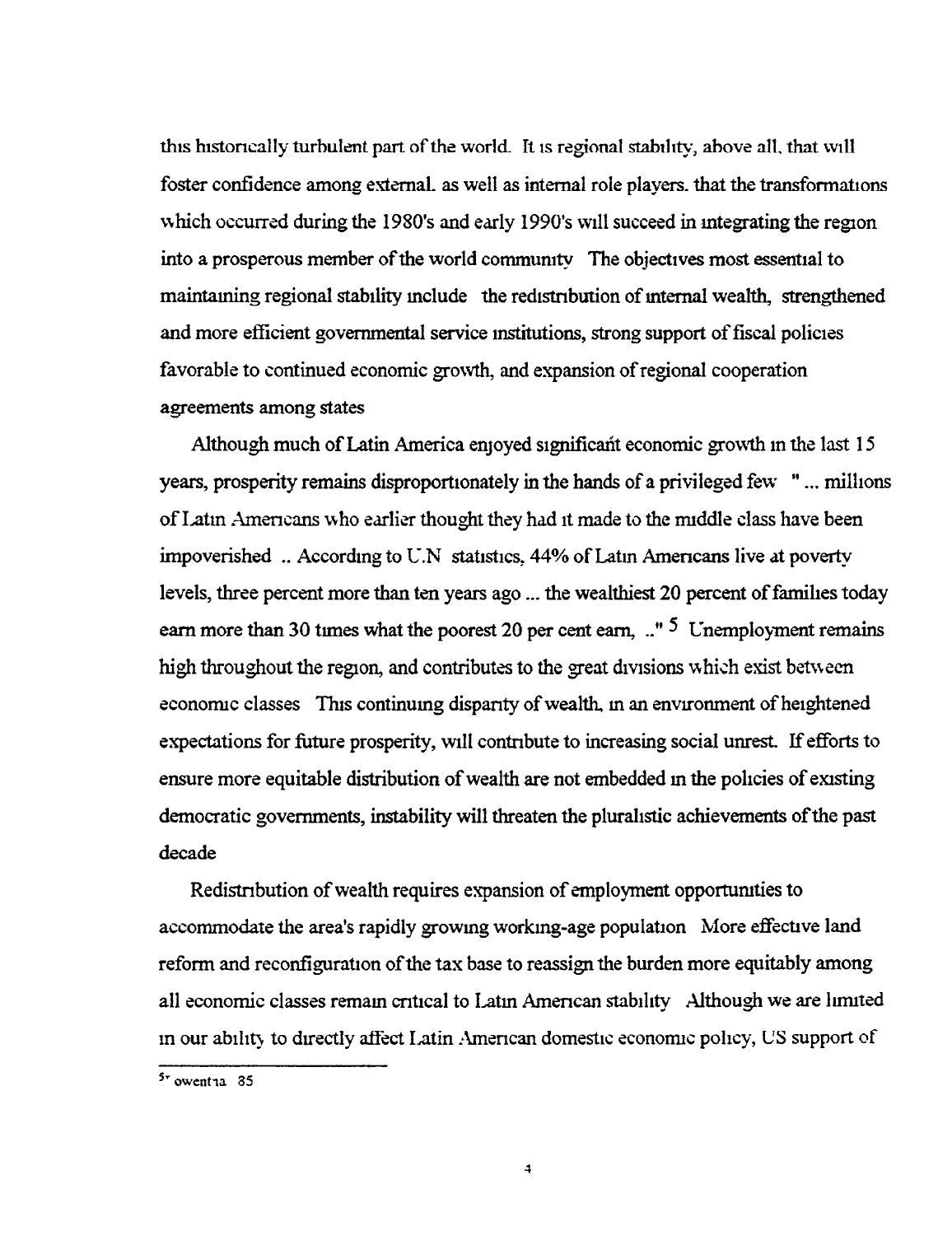this historically turbulent part of the world. It is regional stability, above all, that will foster confidence among external, as well as internal role players, that the transformations which occurred during the 1980's and early 1990's will succeed in integrating the region into a prosperous member of the world community. The objectives most essential to maintaining regional stability include: the redistribution of internal wealth, strengthened and more efficient governmental service institutions, strong support of fiscal policies favorable to continued economic growth, and expansion of regional cooperation agreements among states.

Although much of Latin America enjoyed significant economic growth in the last 15 years, prosperity remains disproportionately in the hands of a privileged few. "... millions of Latin Americans who earlier thought they had it made to the middle class have been impoverished .. According to U.N. statistics, 44% of Latin Americans live at poverty levels, three percent more than ten years ago ... the wealthiest 20 percent of families today earn more than 30 times what the poorest 20 per cent earn, .." [5] Unemployment remains high throughout the region, and contributes to the great divisions which exist between economic classes. This continuing disparity of wealth, in an environment of heightened expectations for future prosperity, will contribute to increasing social unrest. If efforts to ensure more equitable distribution of wealth are not embedded in the policies of existing democratic governments, instability will threaten the pluralistic achievements of the past decade.

Redistribution of wealth requires expansion of employment opportunities to accommodate the area's rapidly growing working-age population. More effective land reform and reconfiguration of the tax base to reassign the burden more equitably among all economic classes remain critical to Latin American stability. Although we are limited in our ability to directly affect Latin American domestic economic policy, US support of

---

[5] owentia 85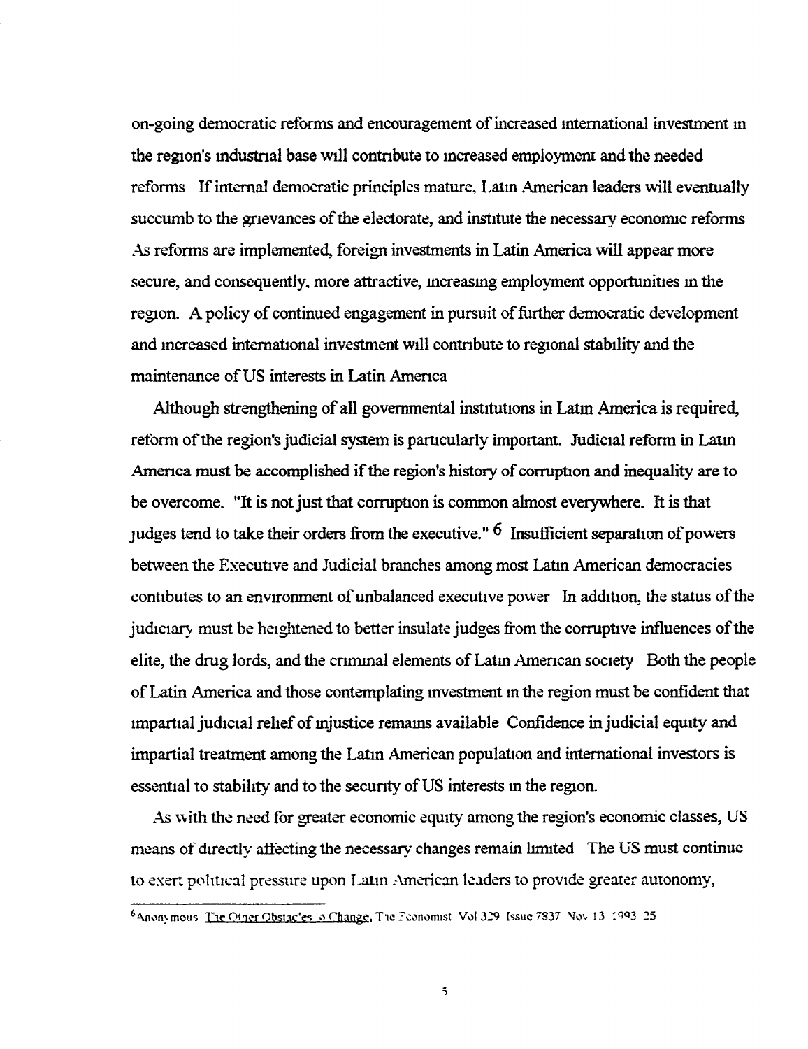on-going democratic reforms and encouragement of increased international investment in the region's industrial base will contribute to increased employment and the needed reforms If internal democratic principles mature, Latin American leaders will eventually succumb to the grievances of the electorate, and institute the necessary economic reforms As reforms are implemented, foreign investments in Latin America will appear more secure, and consequently, more attractive, increasing employment opportunities in the region. A policy of continued engagement in pursuit of further democratic development and increased international investment will contribute to regional stability and the maintenance of US interests in Latin America

Although strengthening of all governmental institutions in Latin America is required, reform of the region's judicial system is particularly important. Judicial reform in Latin America must be accomplished if the region's history of corruption and inequality are to be overcome. "It is not just that corruption is common almost everywhere. It is that judges tend to take their orders from the executive." [6] Insufficient separation of powers between the Executive and Judicial branches among most Latin American democracies contibutes to an environment of unbalanced executive power In addition, the status of the judiciary must be heightened to better insulate judges from the corruptive influences of the elite, the drug lords, and the criminal elements of Latin American society Both the people of Latin America and those contemplating investment in the region must be confident that impartial judicial relief of injustice remains available Confidence in judicial equity and impartial treatment among the Latin American population and international investors is essential to stability and to the security of US interests in the region.

As with the need for greater economic equity among the region's economic classes, US means of directly affecting the necessary changes remain limited The US must continue to exert political pressure upon Latin American leaders to provide greater autonomy,

---

[6] Anonymous The Other Obstacles to Change, The Economist Vol 329 Issue 7837 Nov 13 1993 25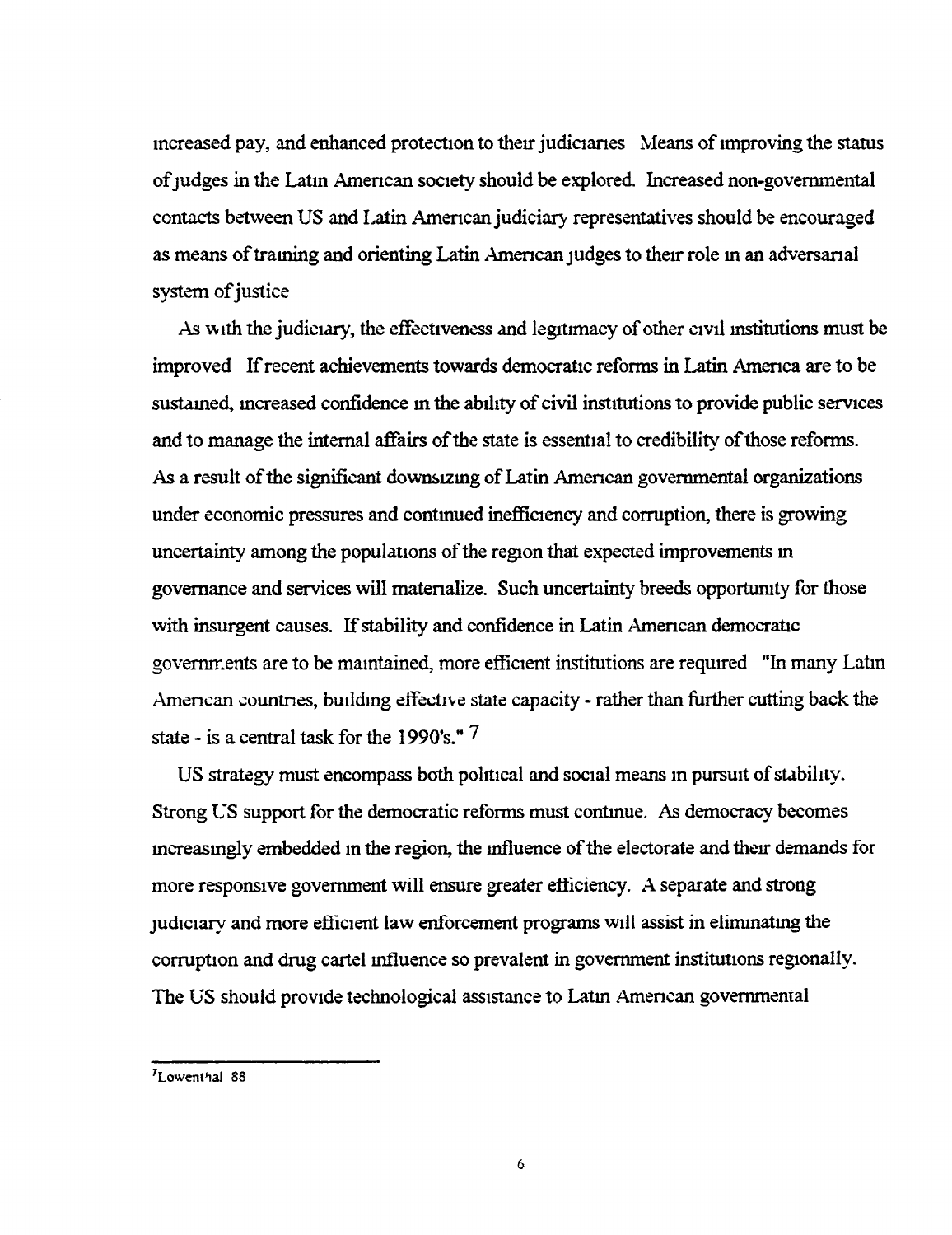increased pay, and enhanced protection to their judiciaries. Means of improving the status of judges in the Latin American society should be explored. Increased non-governmental contacts between US and Latin American judiciary representatives should be encouraged as means of training and orienting Latin American judges to their role in an adversarial system of justice

As with the judiciary, the effectiveness and legitimacy of other civil institutions must be improved. If recent achievements towards democratic reforms in Latin America are to be sustained, increased confidence in the ability of civil institutions to provide public services and to manage the internal affairs of the state is essential to credibility of those reforms. As a result of the significant downsizing of Latin American governmental organizations under economic pressures and continued inefficiency and corruption, there is growing uncertainty among the populations of the region that expected improvements in governance and services will materialize. Such uncertainty breeds opportunity for those with insurgent causes. If stability and confidence in Latin American democratic governments are to be maintained, more efficient institutions are required. "In many Latin American countries, building effective state capacity - rather than further cutting back the state - is a central task for the 1990's." [7]

US strategy must encompass both political and social means in pursuit of stability. Strong US support for the democratic reforms must continue. As democracy becomes increasingly embedded in the region, the influence of the electorate and their demands for more responsive government will ensure greater efficiency. A separate and strong judiciary and more efficient law enforcement programs will assist in eliminating the corruption and drug cartel influence so prevalent in government institutions regionally. The US should provide technological assistance to Latin American governmental

---

[7] Lowenthal 88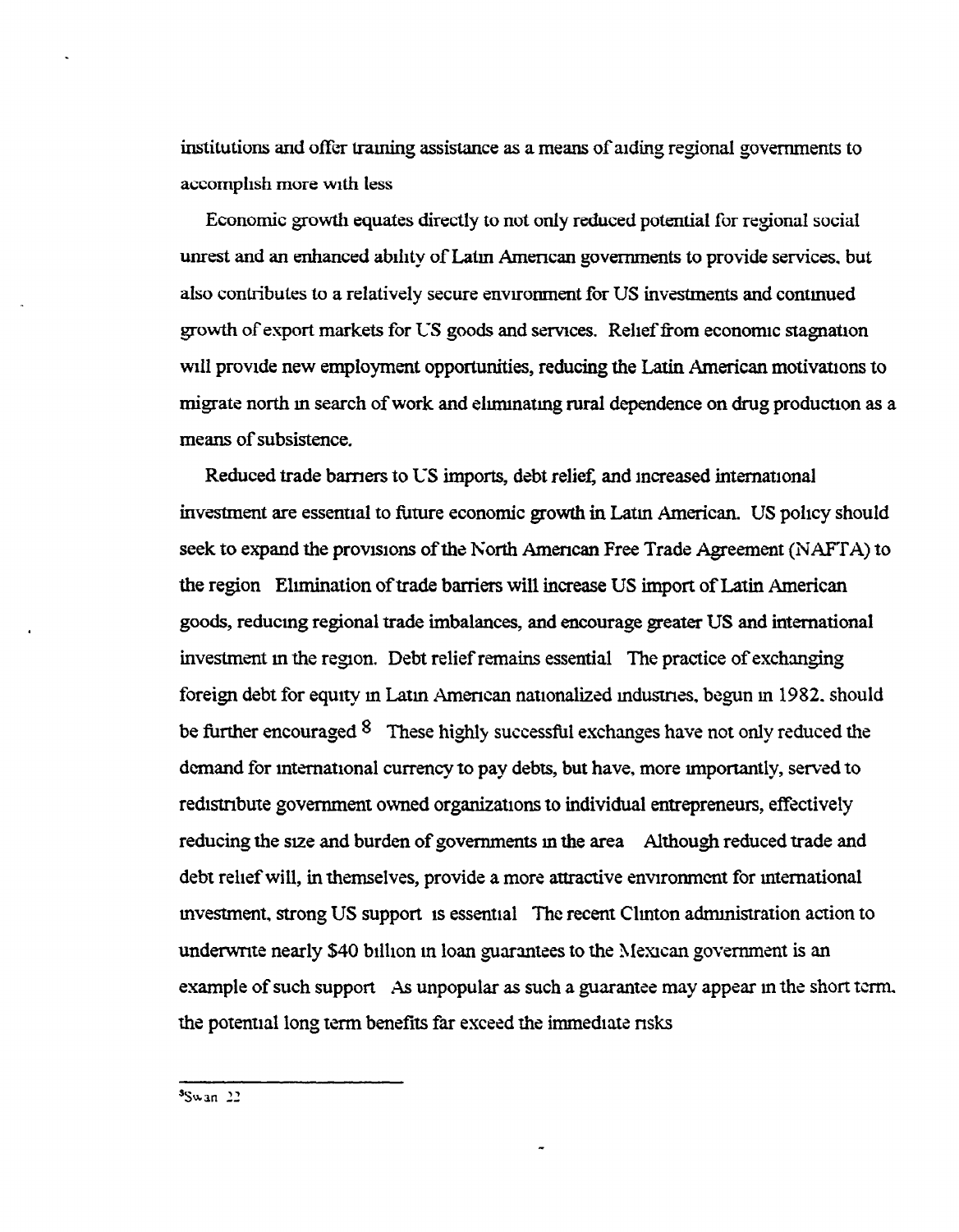institutions and offer training assistance as a means of aiding regional governments to accomplish more with less

Economic growth equates directly to not only reduced potential for regional social unrest and an enhanced ability of Latin American governments to provide services, but also contributes to a relatively secure environment for US investments and continued growth of export markets for US goods and services. Relief from economic stagnation will provide new employment opportunities, reducing the Latin American motivations to migrate north in search of work and eliminating rural dependence on drug production as a means of subsistence.

Reduced trade barriers to US imports, debt relief, and increased international investment are essential to future economic growth in Latin American. US policy should seek to expand the provisions of the North American Free Trade Agreement (NAFTA) to the region Elimination of trade barriers will increase US import of Latin American goods, reducing regional trade imbalances, and encourage greater US and international investment in the region. Debt relief remains essential The practice of exchanging foreign debt for equity in Latin American nationalized industries, begun in 1982, should be further encouraged [8] These highly successful exchanges have not only reduced the demand for international currency to pay debts, but have, more importantly, served to redistribute government owned organizations to individual entrepreneurs, effectively reducing the size and burden of governments in the area Although reduced trade and debt relief will, in themselves, provide a more attractive environment for international investment, strong US support is essential The recent Clinton administration action to underwrite nearly $40 billion in loan guarantees to the Mexican government is an example of such support As unpopular as such a guarantee may appear in the short term, the potential long term benefits far exceed the immediate risks

---

[8] Swan 22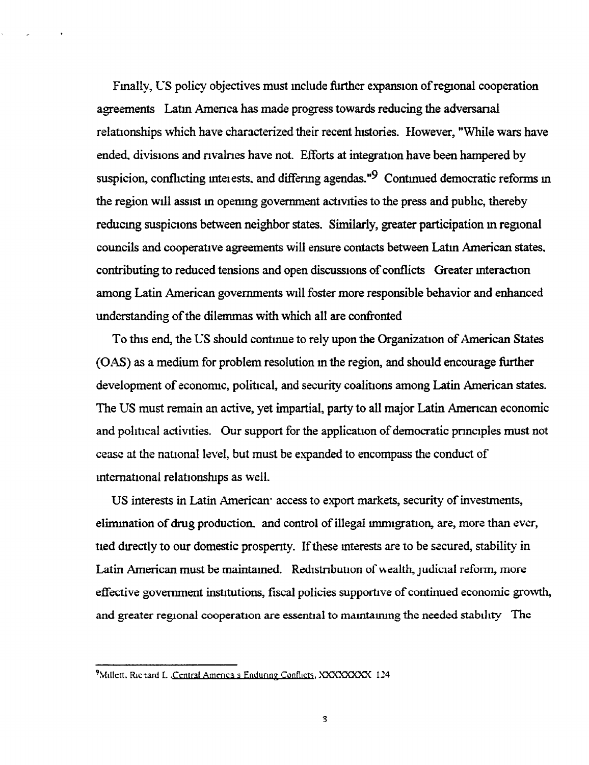Finally, US policy objectives must include further expansion of regional cooperation agreements. Latin America has made progress towards reducing the adversarial relationships which have characterized their recent histories. However, "While wars have ended, divisions and rivalries have not. Efforts at integration have been hampered by suspicion, conflicting interests, and differing agendas."[9] Continued democratic reforms in the region will assist in opening government activities to the press and public, thereby reducing suspicions between neighbor states. Similarly, greater participation in regional councils and cooperative agreements will ensure contacts between Latin American states, contributing to reduced tensions and open discussions of conflicts. Greater interaction among Latin American governments will foster more responsible behavior and enhanced understanding of the dilemmas with which all are confronted.

To this end, the US should continue to rely upon the Organization of American States (OAS) as a medium for problem resolution in the region, and should encourage further development of economic, political, and security coalitions among Latin American states. The US must remain an active, yet impartial, party to all major Latin American economic and political activities. Our support for the application of democratic principles must not cease at the national level, but must be expanded to encompass the conduct of international relationships as well.

US interests in Latin American: access to export markets, security of investments, elimination of drug production, and control of illegal immigration, are, more than ever, tied directly to our domestic prosperity. If these interests are to be secured, stability in Latin American must be maintained. Redistribution of wealth, judicial reform, more effective government institutions, fiscal policies supportive of continued economic growth, and greater regional cooperation are essential to maintaining the needed stability. The

---

[9] Millett, Richard L. Central America's Enduring Conflicts, XXXXXXXX 124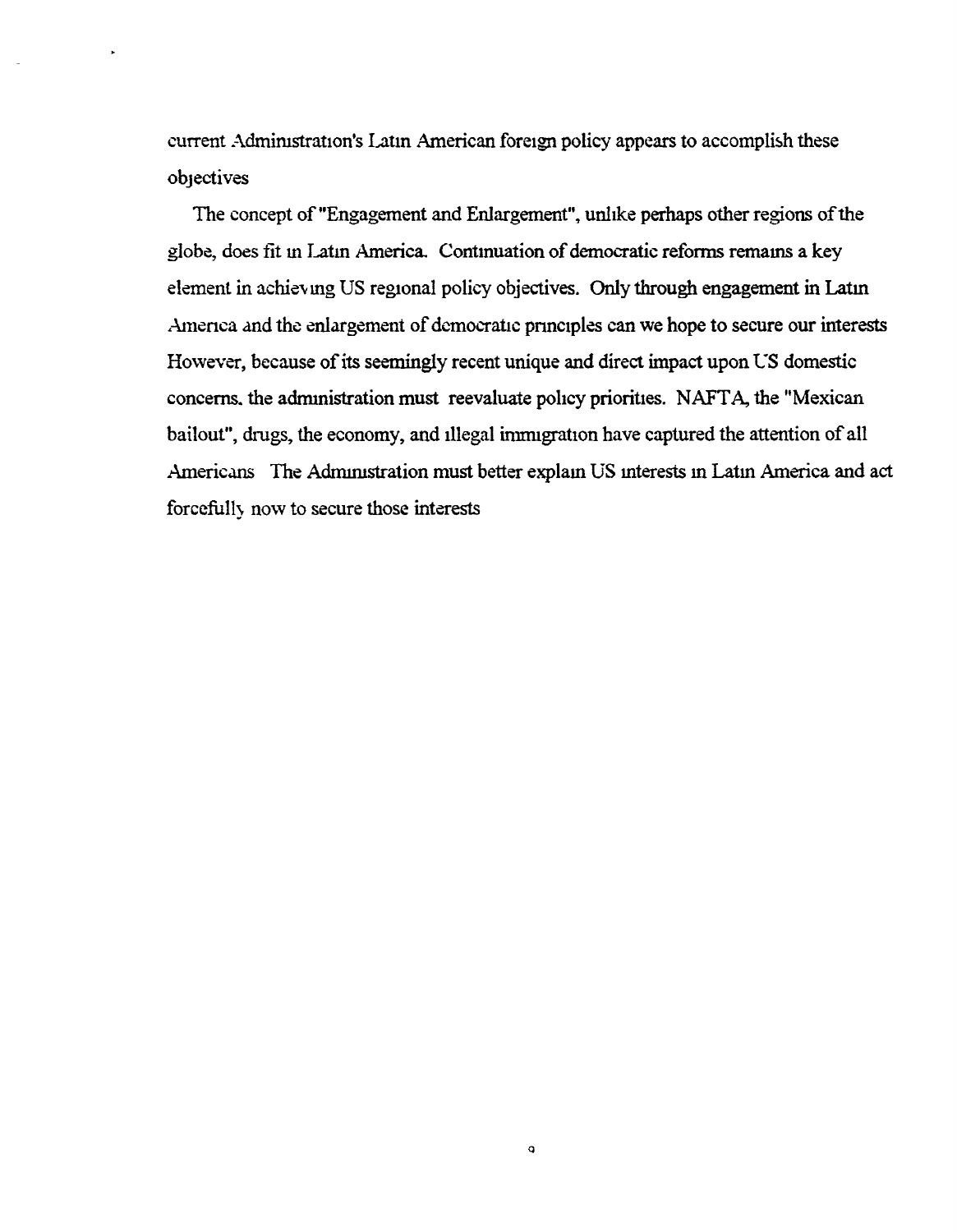current Administration's Latin American foreign policy appears to accomplish these objectives

The concept of "Engagement and Enlargement", unlike perhaps other regions of the globe, does fit in Latin America. Continuation of democratic reforms remains a key element in achieving US regional policy objectives. Only through engagement in Latin America and the enlargement of democratic principles can we hope to secure our interests However, because of its seemingly recent unique and direct impact upon US domestic concerns. the administration must reevaluate policy priorities. NAFTA, the "Mexican bailout", drugs, the economy, and illegal immigration have captured the attention of all Americans The Administration must better explain US interests in Latin America and act forcefully now to secure those interests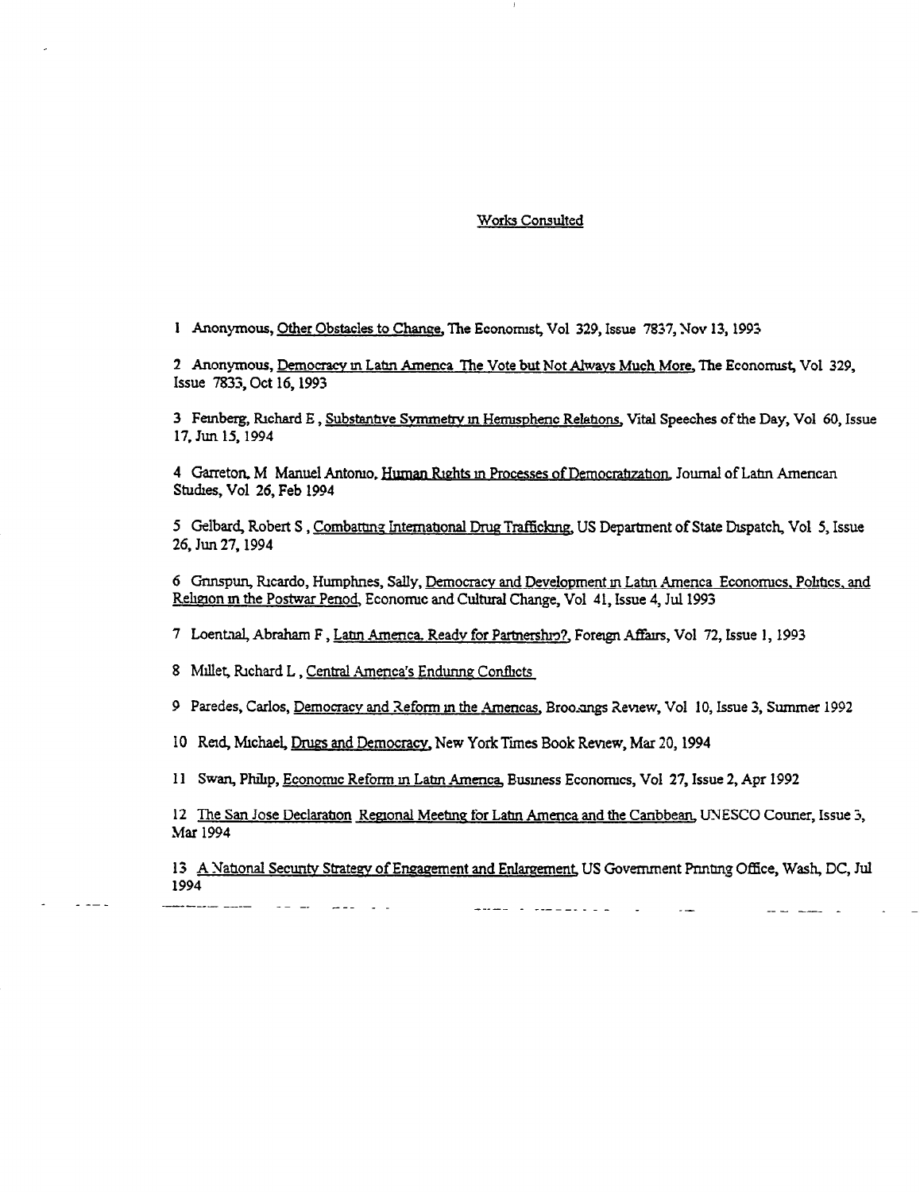Works Consulted

1 Anonymous, Other Obstacles to Change, The Economist, Vol 329, Issue 7837, Nov 13, 1993

2 Anonymous, Democracy in Latin America The Vote but Not Always Much More, The Economist, Vol 329, Issue 7833, Oct 16, 1993

3 Feinberg, Richard E, Substantive Symmetry in Hemispheric Relations, Vital Speeches of the Day, Vol 60, Issue 17, Jun 15, 1994

4 Garreton, M Manuel Antonio, Human Rights in Processes of Democratization, Journal of Latin American Studies, Vol 26, Feb 1994

5 Gelbard, Robert S, Combating International Drug Trafficking, US Department of State Dispatch, Vol 5, Issue 26, Jun 27, 1994

6 Grinspun, Ricardo, Humphries, Sally, Democracy and Development in Latin America Economics, Politics, and Religion in the Postwar Period, Economic and Cultural Change, Vol 41, Issue 4, Jul 1993

7 Loenthal, Abraham F, Latin America, Ready for Partnership?, Foreign Affairs, Vol 72, Issue 1, 1993

8 Millet, Richard L, Central America's Enduring Conflicts

9 Paredes, Carlos, Democracy and Reform in the Americas, Brookings Review, Vol 10, Issue 3, Summer 1992

10 Reid, Michael, Drugs and Democracy, New York Times Book Review, Mar 20, 1994

11 Swan, Philip, Economic Reform in Latin America, Business Economics, Vol 27, Issue 2, Apr 1992

12 The San Jose Declaration Regional Meeting for Latin America and the Caribbean, UNESCO Courier, Issue 3, Mar 1994

13 A National Security Strategy of Engagement and Enlargement, US Government Printing Office, Wash, DC, Jul 1994